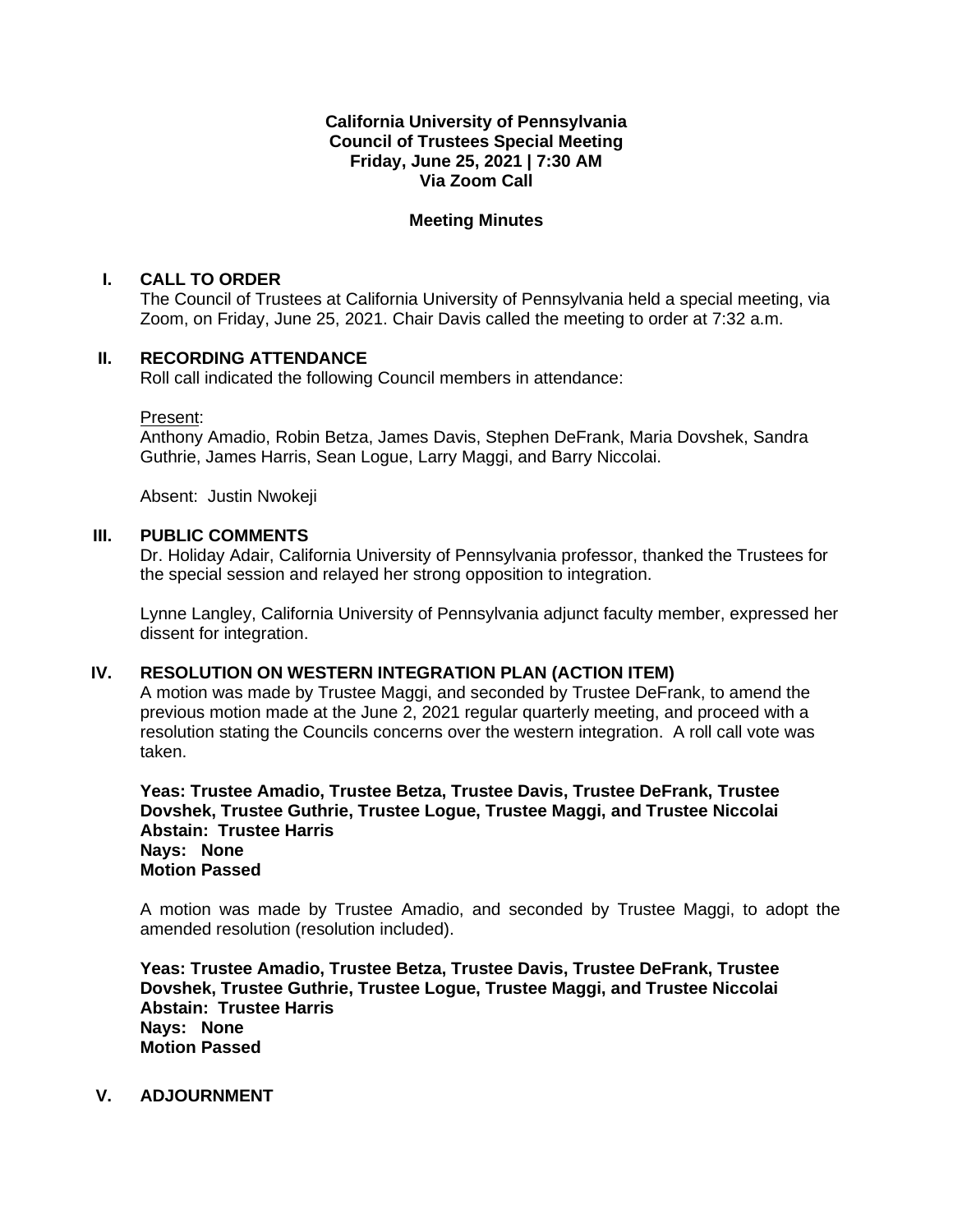**California University of Pennsylvania**
**Council of Trustees Special Meeting**
**Friday, June 25, 2021 | 7:30 AM**
**Via Zoom Call**

**Meeting Minutes**

## I. CALL TO ORDER

The Council of Trustees at California University of Pennsylvania held a special meeting, via Zoom, on Friday, June 25, 2021. Chair Davis called the meeting to order at 7:32 a.m.

## II. RECORDING ATTENDANCE

Roll call indicated the following Council members in attendance:

Present:
Anthony Amadio, Robin Betza, James Davis, Stephen DeFrank, Maria Dovshek, Sandra Guthrie, James Harris, Sean Logue, Larry Maggi, and Barry Niccolai.

Absent: Justin Nwokeji

## III. PUBLIC COMMENTS

Dr. Holiday Adair, California University of Pennsylvania professor, thanked the Trustees for the special session and relayed her strong opposition to integration.

Lynne Langley, California University of Pennsylvania adjunct faculty member, expressed her dissent for integration.

## IV. RESOLUTION ON WESTERN INTEGRATION PLAN (ACTION ITEM)

A motion was made by Trustee Maggi, and seconded by Trustee DeFrank, to amend the previous motion made at the June 2, 2021 regular quarterly meeting, and proceed with a resolution stating the Councils concerns over the western integration. A roll call vote was taken.

**Yeas: Trustee Amadio, Trustee Betza, Trustee Davis, Trustee DeFrank, Trustee Dovshek, Trustee Guthrie, Trustee Logue, Trustee Maggi, and Trustee Niccolai**
**Abstain: Trustee Harris**
**Nays: None**
**Motion Passed**

A motion was made by Trustee Amadio, and seconded by Trustee Maggi, to adopt the amended resolution (resolution included).

**Yeas: Trustee Amadio, Trustee Betza, Trustee Davis, Trustee DeFrank, Trustee Dovshek, Trustee Guthrie, Trustee Logue, Trustee Maggi, and Trustee Niccolai**
**Abstain: Trustee Harris**
**Nays: None**
**Motion Passed**

## V. ADJOURNMENT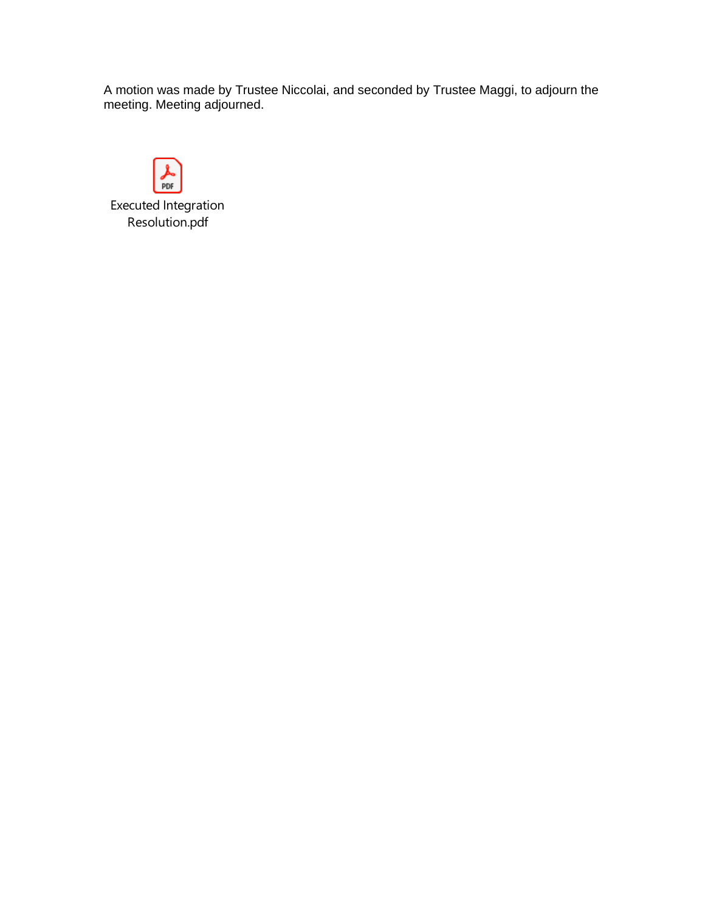A motion was made by Trustee Niccolai, and seconded by Trustee Maggi, to adjourn the meeting. Meeting adjourned.

Executed Integration Resolution.pdf